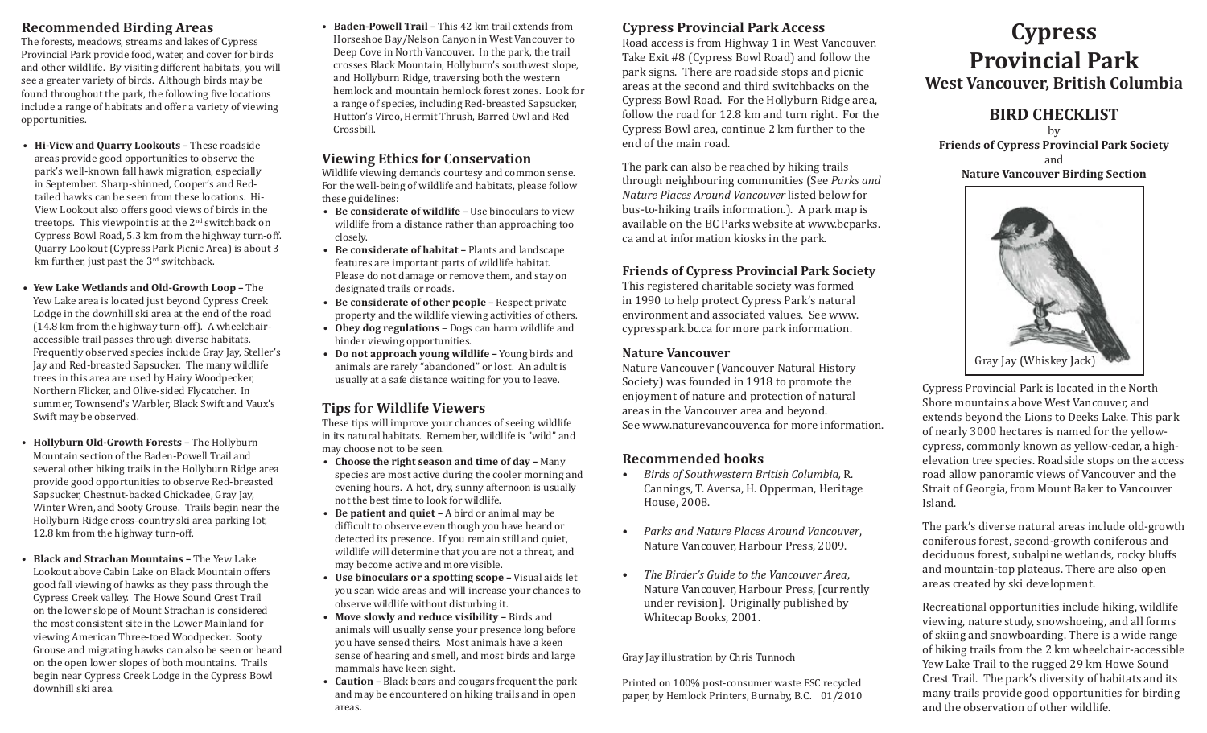## Recommended Birding Areas

The forests, meadows, streams and lakes of Cypress Provincial Park provide food, water, and cover for birds and other wildlife. By visiting different habitats, you will see a greater variety of birds. Although birds may be found throughout the park, the following five locations include a range of habitats and offer a variety of viewing opportunities.

- **Hi-View and Quarry Lookouts –** These roadside areas provide good opportunities to observe the park's well-known fall hawk migration, especially in September. Sharp-shinned, Cooper's and Red-tailed hawks can be seen from these locations. Hi-View Lookout also offers good views of birds in the treetops. This viewpoint is at the 2nd switchback on Cypress Bowl Road, 5.3 km from the highway turn-off. Quarry Lookout (Cypress Park Picnic Area) is about 3 km further, just past the 3rd switchback.

- **Yew Lake Wetlands and Old-Growth Loop –** The Yew Lake area is located just beyond Cypress Creek Lodge in the downhill ski area at the end of the road (14.8 km from the highway turn-off). A wheelchair-accessible trail passes through diverse habitats. Frequently observed species include Gray Jay, Steller's Jay and Red-breasted Sapsucker. The many wildlife trees in this area are used by Hairy Woodpecker, Northern Flicker, and Olive-sided Flycatcher. In summer, Townsend's Warbler, Black Swift and Vaux's Swift may be observed.

- **Hollyburn Old-Growth Forests –** The Hollyburn Mountain section of the Baden-Powell Trail and several other hiking trails in the Hollyburn Ridge area provide good opportunities to observe Red-breasted Sapsucker, Chestnut-backed Chickadee, Gray Jay, Winter Wren, and Sooty Grouse. Trails begin near the Hollyburn Ridge cross-country ski area parking lot, 12.8 km from the highway turn-off.

- **Black and Strachan Mountains –** The Yew Lake Lookout above Cabin Lake on Black Mountain offers good fall viewing of hawks as they pass through the Cypress Creek valley. The Howe Sound Crest Trail on the lower slope of Mount Strachan is considered the most consistent site in the Lower Mainland for viewing American Three-toed Woodpecker. Sooty Grouse and migrating hawks can also be seen or heard on the open lower slopes of both mountains. Trails begin near Cypress Creek Lodge in the Cypress Bowl downhill ski area.

- **Baden-Powell Trail –** This 42 km trail extends from Horseshoe Bay/Nelson Canyon in West Vancouver to Deep Cove in North Vancouver. In the park, the trail crosses Black Mountain, Hollyburn's southwest slope, and Hollyburn Ridge, traversing both the western hemlock and mountain hemlock forest zones. Look for a range of species, including Red-breasted Sapsucker, Hutton's Vireo, Hermit Thrush, Barred Owl and Red Crossbill.

## Viewing Ethics for Conservation

Wildlife viewing demands courtesy and common sense. For the well-being of wildlife and habitats, please follow these guidelines:

- **Be considerate of wildlife –** Use binoculars to view wildlife from a distance rather than approaching too closely.
- **Be considerate of habitat –** Plants and landscape features are important parts of wildlife habitat. Please do not damage or remove them, and stay on designated trails or roads.
- **Be considerate of other people –** Respect private property and the wildlife viewing activities of others.
- **Obey dog regulations** – Dogs can harm wildlife and hinder viewing opportunities.
- **Do not approach young wildlife –** Young birds and animals are rarely "abandoned" or lost. An adult is usually at a safe distance waiting for you to leave.

## Tips for Wildlife Viewers

These tips will improve your chances of seeing wildlife in its natural habitats. Remember, wildlife is "wild" and may choose not to be seen.

- **Choose the right season and time of day –** Many species are most active during the cooler morning and evening hours. A hot, dry, sunny afternoon is usually not the best time to look for wildlife.
- **Be patient and quiet –** A bird or animal may be difficult to observe even though you have heard or detected its presence. If you remain still and quiet, wildlife will determine that you are not a threat, and may become active and more visible.
- **Use binoculars or a spotting scope –** Visual aids let you scan wide areas and will increase your chances to observe wildlife without disturbing it.
- **Move slowly and reduce visibility –** Birds and animals will usually sense your presence long before you have sensed theirs. Most animals have a keen sense of hearing and smell, and most birds and large mammals have keen sight.
- **Caution –** Black bears and cougars frequent the park and may be encountered on hiking trails and in open areas.

## Cypress Provincial Park Access

Road access is from Highway 1 in West Vancouver. Take Exit #8 (Cypress Bowl Road) and follow the park signs. There are roadside stops and picnic areas at the second and third switchbacks on the Cypress Bowl Road. For the Hollyburn Ridge area, follow the road for 12.8 km and turn right. For the Cypress Bowl area, continue 2 km further to the end of the main road.

The park can also be reached by hiking trails through neighbouring communities (See *Parks and Nature Places Around Vancouver* listed below for bus-to-hiking trails information.). A park map is available on the BC Parks website at www.bcparks.ca and at information kiosks in the park.

## Friends of Cypress Provincial Park Society

This registered charitable society was formed in 1990 to help protect Cypress Park's natural environment and associated values. See www.cypresspark.bc.ca for more park information.

## Nature Vancouver

Nature Vancouver (Vancouver Natural History Society) was founded in 1918 to promote the enjoyment of nature and protection of natural areas in the Vancouver area and beyond. See www.naturevancouver.ca for more information.

## Recommended books

- *Birds of Southwestern British Columbia,* R. Cannings, T. Aversa, H. Opperman, Heritage House, 2008.
- *Parks and Nature Places Around Vancouver*, Nature Vancouver, Harbour Press, 2009.
- *The Birder's Guide to the Vancouver Area*, Nature Vancouver, Harbour Press, [currently under revision]. Originally published by Whitecap Books, 2001.

Gray Jay illustration by Chris Tunnoch

Printed on 100% post-consumer waste FSC recycled paper, by Hemlock Printers, Burnaby, B.C. 01/2010

# Cypress Provincial Park

## West Vancouver, British Columbia

## BIRD CHECKLIST

by
**Friends of Cypress Provincial Park Society**
and
**Nature Vancouver Birding Section**

Gray Jay (Whiskey Jack)

Cypress Provincial Park is located in the North Shore mountains above West Vancouver, and extends beyond the Lions to Deeks Lake. This park of nearly 3000 hectares is named for the yellow-cypress, commonly known as yellow-cedar, a high-elevation tree species. Roadside stops on the access road allow panoramic views of Vancouver and the Strait of Georgia, from Mount Baker to Vancouver Island.

The park's diverse natural areas include old-growth coniferous forest, second-growth coniferous and deciduous forest, subalpine wetlands, rocky bluffs and mountain-top plateaus. There are also open areas created by ski development.

Recreational opportunities include hiking, wildlife viewing, nature study, snowshoeing, and all forms of skiing and snowboarding. There is a wide range of hiking trails from the 2 km wheelchair-accessible Yew Lake Trail to the rugged 29 km Howe Sound Crest Trail. The park's diversity of habitats and its many trails provide good opportunities for birding and the observation of other wildlife.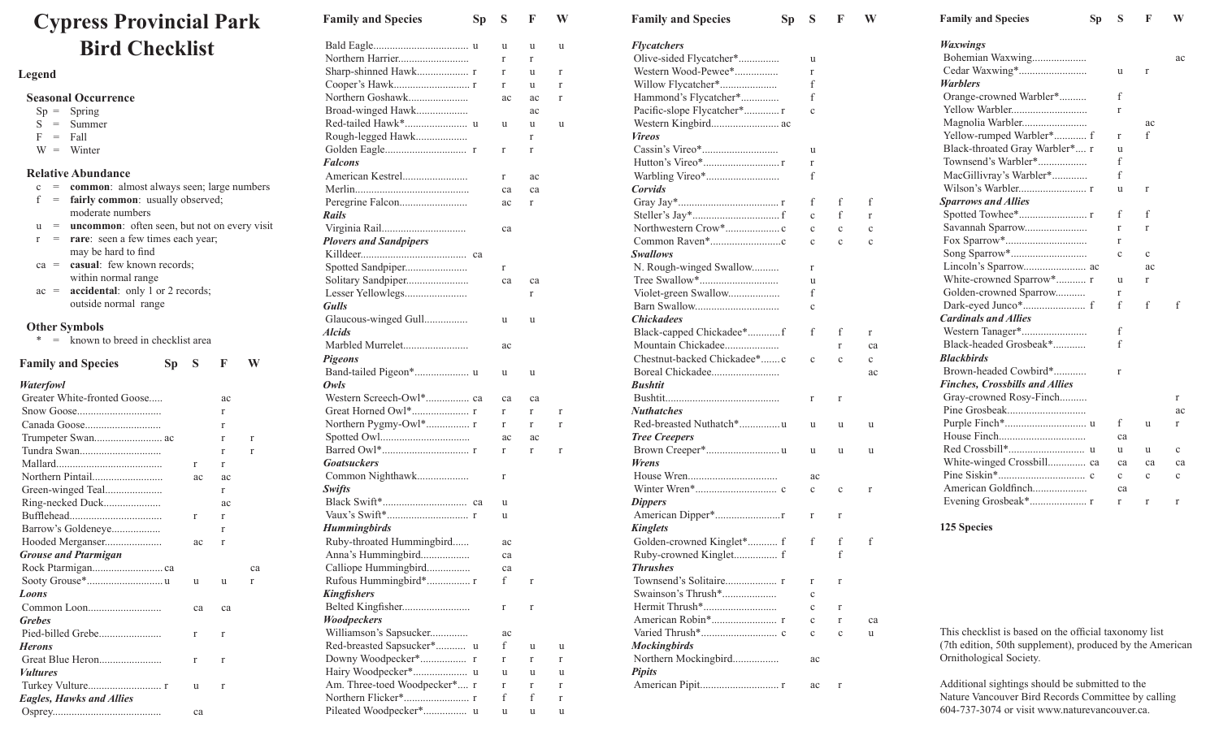# Cypress Provincial Park Bird Checklist

## Legend

### Seasonal Occurrence

- Sp = Spring
- S = Summer
- F = Fall
- W = Winter

### Relative Abundance

- c = **common**: almost always seen; large numbers
- f = **fairly common**: usually observed; moderate numbers
- u = **uncommon**: often seen, but not on every visit
- r = **rare**: seen a few times each year; may be hard to find
- ca = **casual**: few known records; within normal range
- ac = **accidental**: only 1 or 2 records; outside normal range

### Other Symbols

- * = known to breed in checklist area

| Family and Species | Sp | S | F | W |
|---|---|---|---|---|
| ***Waterfowl*** | | | | |
| Greater White-fronted Goose | | | ac | |
| Snow Goose | | | r | |
| Canada Goose | | | r | |
| Trumpeter Swan | ac | | r | r |
| Tundra Swan | | | r | r |
| Mallard | | r | r | |
| Northern Pintail | | ac | ac | |
| Green-winged Teal | | | r | |
| Ring-necked Duck | | | ac | |
| Bufflehead | | r | r | |
| Barrow's Goldeneye | | | r | |
| Hooded Merganser | | ac | r | |
| ***Grouse and Ptarmigan*** | | | | |
| Rock Ptarmigan | ca | | | ca |
| Sooty Grouse* | u | u | u | r |
| ***Loons*** | | | | |
| Common Loon | | ca | ca | |
| ***Grebes*** | | | | |
| Pied-billed Grebe | | r | r | |
| ***Herons*** | | | | |
| Great Blue Heron | | r | r | |
| ***Vultures*** | | | | |
| Turkey Vulture | r | u | r | |
| ***Eagles, Hawks and Allies*** | | | | |
| Osprey | | ca | | |
| Bald Eagle | u | u | u | u |
| Northern Harrier | | r | r | |
| Sharp-shinned Hawk | r | r | u | r |
| Cooper's Hawk | r | r | u | r |
| Northern Goshawk | | ac | ac | r |
| Broad-winged Hawk | | | ac | |
| Red-tailed Hawk* | u | u | u | u |
| Rough-legged Hawk | | | r | |
| Golden Eagle | r | r | r | |
| ***Falcons*** | | | | |
| American Kestrel | | r | ac | |
| Merlin | | ca | ca | |
| Peregrine Falcon | | ac | r | |
| ***Rails*** | | | | |
| Virginia Rail | | ca | | |
| ***Plovers and Sandpipers*** | | | | |
| Killdeer | ca | | | |
| Spotted Sandpiper | | r | | |
| Solitary Sandpiper | | ca | ca | |
| Lesser Yellowlegs | | | r | |
| ***Gulls*** | | | | |
| Glaucous-winged Gull | | u | u | |
| ***Alcids*** | | | | |
| Marbled Murrelet | | ac | | |
| ***Pigeons*** | | | | |
| Band-tailed Pigeon* | u | u | u | |
| ***Owls*** | | | | |
| Western Screech-Owl* | ca | ca | ca | |
| Great Horned Owl* | r | r | r | r |
| Northern Pygmy-Owl* | r | r | r | r |
| Spotted Owl | | ac | ac | |
| Barred Owl* | r | r | r | r |
| ***Goatsuckers*** | | | | |
| Common Nighthawk | | r | | |
| ***Swifts*** | | | | |
| Black Swift* | ca | u | | |
| Vaux's Swift* | r | u | | |
| ***Hummingbirds*** | | | | |
| Ruby-throated Hummingbird | | ac | | |
| Anna's Hummingbird | | ca | | |
| Calliope Hummingbird | | ca | | |
| Rufous Hummingbird* | r | f | r | |
| ***Kingfishers*** | | | | |
| Belted Kingfisher | | r | r | |
| ***Woodpeckers*** | | | | |
| Williamson's Sapsucker | | ac | | |
| Red-breasted Sapsucker* | u | f | u | u |
| Downy Woodpecker* | r | r | r | r |
| Hairy Woodpecker* | u | u | u | u |
| Am. Three-toed Woodpecker* | r | r | r | r |
| Northern Flicker* | r | f | f | r |
| Pileated Woodpecker* | u | u | u | u |
| ***Flycatchers*** | | | | |
| Olive-sided Flycatcher* | | u | | |
| Western Wood-Pewee* | | r | | |
| Willow Flycatcher* | | f | | |
| Hammond's Flycatcher* | | f | | |
| Pacific-slope Flycatcher* | r | c | | |
| Western Kingbird | ac | | | |
| ***Vireos*** | | | | |
| Cassin's Vireo* | | u | | |
| Hutton's Vireo* | r | r | | |
| Warbling Vireo* | | f | | |
| ***Corvids*** | | | | |
| Gray Jay* | r | f | f | f |
| Steller's Jay* | f | c | f | r |
| Northwestern Crow* | c | c | c | c |
| Common Raven* | c | c | c | c |
| ***Swallows*** | | | | |
| N. Rough-winged Swallow | | r | | |
| Tree Swallow* | | u | | |
| Violet-green Swallow | | f | | |
| Barn Swallow | | c | | |
| ***Chickadees*** | | | | |
| Black-capped Chickadee* | f | f | f | r |
| Mountain Chickadee | | | r | ca |
| Chestnut-backed Chickadee* | c | c | c | c |
| Boreal Chickadee | | | | ac |
| ***Bushtit*** | | | | |
| Bushtit | | r | r | |
| ***Nuthatches*** | | | | |
| Red-breasted Nuthatch* | u | u | u | u |
| ***Tree Creepers*** | | | | |
| Brown Creeper* | u | u | u | u |
| ***Wrens*** | | | | |
| House Wren | | ac | | |
| Winter Wren* | c | c | c | r |
| ***Dippers*** | | | | |
| American Dipper* | r | r | r | |
| ***Kinglets*** | | | | |
| Golden-crowned Kinglet* | f | f | f | f |
| Ruby-crowned Kinglet | f | | f | |
| ***Thrushes*** | | | | |
| Townsend's Solitaire | r | r | r | |
| Swainson's Thrush* | | c | | |
| Hermit Thrush* | | c | r | |
| American Robin* | r | c | r | ca |
| Varied Thrush* | c | c | c | u |
| ***Mockingbirds*** | | | | |
| Northern Mockingbird | | ac | | |
| ***Pipits*** | | | | |
| American Pipit | r | ac | r | |
| ***Waxwings*** | | | | |
| Bohemian Waxwing | | | | ac |
| Cedar Waxwing* | | u | r | |
| ***Warblers*** | | | | |
| Orange-crowned Warbler* | | f | | |
| Yellow Warbler | | r | | |
| Magnolia Warbler | | | ac | |
| Yellow-rumped Warbler* | f | r | f | |
| Black-throated Gray Warbler* | r | u | | |
| Townsend's Warbler* | | f | | |
| MacGillivray's Warbler* | | f | | |
| Wilson's Warbler | r | u | r | |
| ***Sparrows and Allies*** | | | | |
| Spotted Towhee* | r | f | f | |
| Savannah Sparrow | | r | r | |
| Fox Sparrow* | | r | | |
| Song Sparrow* | | c | c | |
| Lincoln's Sparrow | ac | | ac | |
| White-crowned Sparrow* | r | u | r | |
| Golden-crowned Sparrow | | r | | |
| Dark-eyed Junco* | f | f | f | f |
| ***Cardinals and Allies*** | | | | |
| Western Tanager* | | f | | |
| Black-headed Grosbeak* | | f | | |
| ***Blackbirds*** | | | | |
| Brown-headed Cowbird* | | r | | |
| ***Finches, Crossbills and Allies*** | | | | |
| Gray-crowned Rosy-Finch | | | | r |
| Pine Grosbeak | | | | ac |
| Purple Finch* | u | f | u | r |
| House Finch | | ca | | |
| Red Crossbill* | u | u | u | c |
| White-winged Crossbill | ca | ca | ca | ca |
| Pine Siskin* | c | c | c | c |
| American Goldfinch | | ca | | |
| Evening Grosbeak* | r | r | r | r |

**125 Species**

This checklist is based on the official taxonomy list (7th edition, 50th supplement), produced by the American Ornithological Society.

Additional sightings should be submitted to the Nature Vancouver Bird Records Committee by calling 604-737-3074 or visit www.naturevancouver.ca.